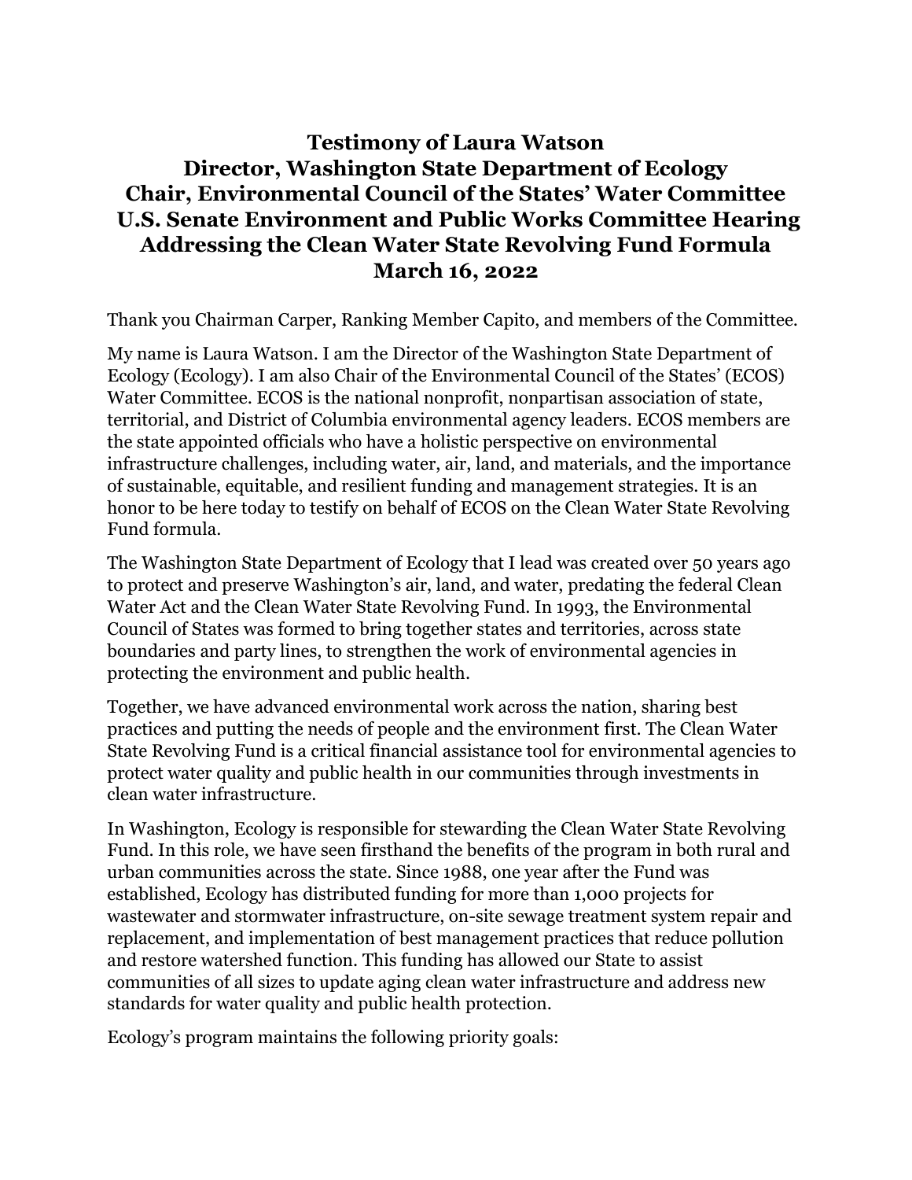# Testimony of Laura Watson
# Director, Washington State Department of Ecology
# Chair, Environmental Council of the States' Water Committee
# U.S. Senate Environment and Public Works Committee Hearing
# Addressing the Clean Water State Revolving Fund Formula
# March 16, 2022

Thank you Chairman Carper, Ranking Member Capito, and members of the Committee.

My name is Laura Watson. I am the Director of the Washington State Department of Ecology (Ecology). I am also Chair of the Environmental Council of the States' (ECOS) Water Committee. ECOS is the national nonprofit, nonpartisan association of state, territorial, and District of Columbia environmental agency leaders. ECOS members are the state appointed officials who have a holistic perspective on environmental infrastructure challenges, including water, air, land, and materials, and the importance of sustainable, equitable, and resilient funding and management strategies. It is an honor to be here today to testify on behalf of ECOS on the Clean Water State Revolving Fund formula.

The Washington State Department of Ecology that I lead was created over 50 years ago to protect and preserve Washington's air, land, and water, predating the federal Clean Water Act and the Clean Water State Revolving Fund. In 1993, the Environmental Council of States was formed to bring together states and territories, across state boundaries and party lines, to strengthen the work of environmental agencies in protecting the environment and public health.

Together, we have advanced environmental work across the nation, sharing best practices and putting the needs of people and the environment first. The Clean Water State Revolving Fund is a critical financial assistance tool for environmental agencies to protect water quality and public health in our communities through investments in clean water infrastructure.

In Washington, Ecology is responsible for stewarding the Clean Water State Revolving Fund. In this role, we have seen firsthand the benefits of the program in both rural and urban communities across the state. Since 1988, one year after the Fund was established, Ecology has distributed funding for more than 1,000 projects for wastewater and stormwater infrastructure, on-site sewage treatment system repair and replacement, and implementation of best management practices that reduce pollution and restore watershed function. This funding has allowed our State to assist communities of all sizes to update aging clean water infrastructure and address new standards for water quality and public health protection.

Ecology's program maintains the following priority goals: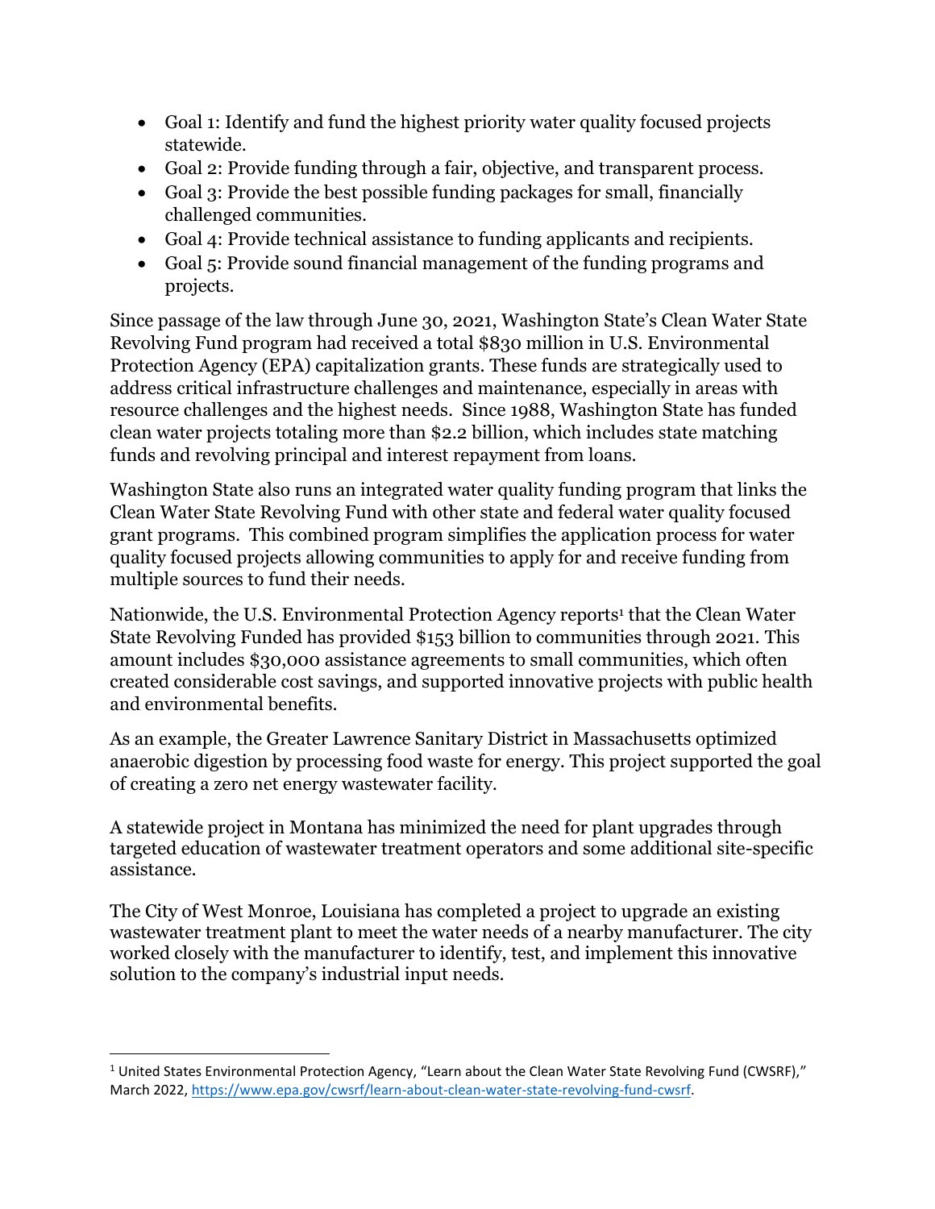- Goal 1: Identify and fund the highest priority water quality focused projects statewide.
- Goal 2: Provide funding through a fair, objective, and transparent process.
- Goal 3: Provide the best possible funding packages for small, financially challenged communities.
- Goal 4: Provide technical assistance to funding applicants and recipients.
- Goal 5: Provide sound financial management of the funding programs and projects.

Since passage of the law through June 30, 2021, Washington State's Clean Water State Revolving Fund program had received a total $830 million in U.S. Environmental Protection Agency (EPA) capitalization grants. These funds are strategically used to address critical infrastructure challenges and maintenance, especially in areas with resource challenges and the highest needs. Since 1988, Washington State has funded clean water projects totaling more than $2.2 billion, which includes state matching funds and revolving principal and interest repayment from loans.

Washington State also runs an integrated water quality funding program that links the Clean Water State Revolving Fund with other state and federal water quality focused grant programs. This combined program simplifies the application process for water quality focused projects allowing communities to apply for and receive funding from multiple sources to fund their needs.

Nationwide, the U.S. Environmental Protection Agency reports[1] that the Clean Water State Revolving Funded has provided $153 billion to communities through 2021. This amount includes $30,000 assistance agreements to small communities, which often created considerable cost savings, and supported innovative projects with public health and environmental benefits.

As an example, the Greater Lawrence Sanitary District in Massachusetts optimized anaerobic digestion by processing food waste for energy. This project supported the goal of creating a zero net energy wastewater facility.

A statewide project in Montana has minimized the need for plant upgrades through targeted education of wastewater treatment operators and some additional site-specific assistance.

The City of West Monroe, Louisiana has completed a project to upgrade an existing wastewater treatment plant to meet the water needs of a nearby manufacturer. The city worked closely with the manufacturer to identify, test, and implement this innovative solution to the company's industrial input needs.

---

[1] United States Environmental Protection Agency, "Learn about the Clean Water State Revolving Fund (CWSRF)," March 2022, https://www.epa.gov/cwsrf/learn-about-clean-water-state-revolving-fund-cwsrf.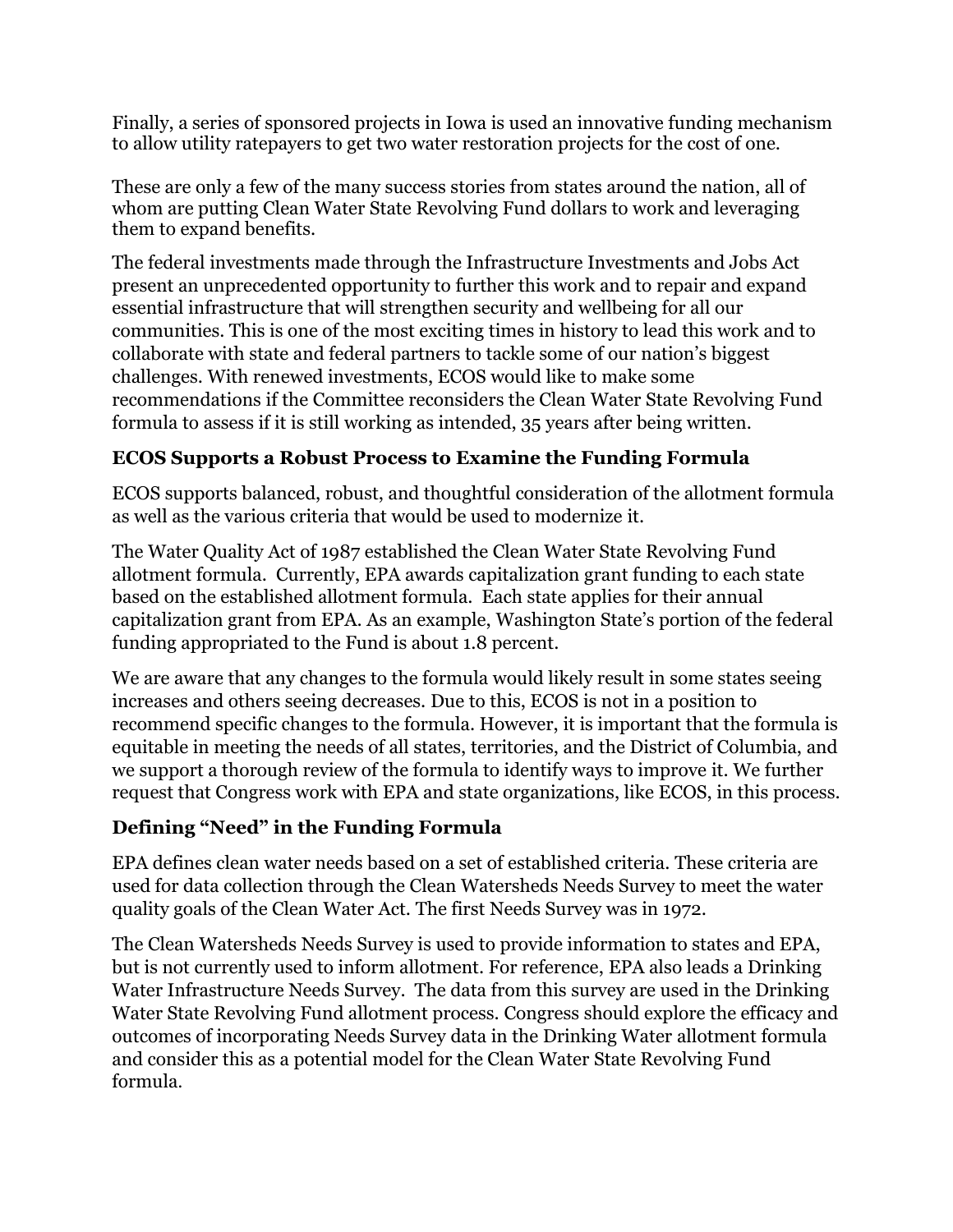Finally, a series of sponsored projects in Iowa is used an innovative funding mechanism to allow utility ratepayers to get two water restoration projects for the cost of one.

These are only a few of the many success stories from states around the nation, all of whom are putting Clean Water State Revolving Fund dollars to work and leveraging them to expand benefits.

The federal investments made through the Infrastructure Investments and Jobs Act present an unprecedented opportunity to further this work and to repair and expand essential infrastructure that will strengthen security and wellbeing for all our communities. This is one of the most exciting times in history to lead this work and to collaborate with state and federal partners to tackle some of our nation's biggest challenges. With renewed investments, ECOS would like to make some recommendations if the Committee reconsiders the Clean Water State Revolving Fund formula to assess if it is still working as intended, 35 years after being written.

### ECOS Supports a Robust Process to Examine the Funding Formula

ECOS supports balanced, robust, and thoughtful consideration of the allotment formula as well as the various criteria that would be used to modernize it.

The Water Quality Act of 1987 established the Clean Water State Revolving Fund allotment formula. Currently, EPA awards capitalization grant funding to each state based on the established allotment formula. Each state applies for their annual capitalization grant from EPA. As an example, Washington State's portion of the federal funding appropriated to the Fund is about 1.8 percent.

We are aware that any changes to the formula would likely result in some states seeing increases and others seeing decreases. Due to this, ECOS is not in a position to recommend specific changes to the formula. However, it is important that the formula is equitable in meeting the needs of all states, territories, and the District of Columbia, and we support a thorough review of the formula to identify ways to improve it. We further request that Congress work with EPA and state organizations, like ECOS, in this process.

### Defining "Need" in the Funding Formula

EPA defines clean water needs based on a set of established criteria. These criteria are used for data collection through the Clean Watersheds Needs Survey to meet the water quality goals of the Clean Water Act. The first Needs Survey was in 1972.

The Clean Watersheds Needs Survey is used to provide information to states and EPA, but is not currently used to inform allotment. For reference, EPA also leads a Drinking Water Infrastructure Needs Survey. The data from this survey are used in the Drinking Water State Revolving Fund allotment process. Congress should explore the efficacy and outcomes of incorporating Needs Survey data in the Drinking Water allotment formula and consider this as a potential model for the Clean Water State Revolving Fund formula.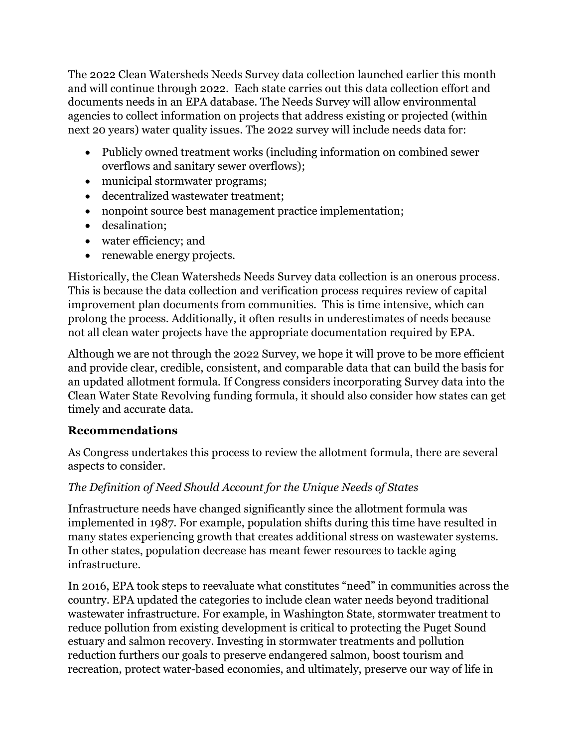The 2022 Clean Watersheds Needs Survey data collection launched earlier this month and will continue through 2022. Each state carries out this data collection effort and documents needs in an EPA database. The Needs Survey will allow environmental agencies to collect information on projects that address existing or projected (within next 20 years) water quality issues. The 2022 survey will include needs data for:

- Publicly owned treatment works (including information on combined sewer overflows and sanitary sewer overflows);
- municipal stormwater programs;
- decentralized wastewater treatment;
- nonpoint source best management practice implementation;
- desalination;
- water efficiency; and
- renewable energy projects.

Historically, the Clean Watersheds Needs Survey data collection is an onerous process. This is because the data collection and verification process requires review of capital improvement plan documents from communities. This is time intensive, which can prolong the process. Additionally, it often results in underestimates of needs because not all clean water projects have the appropriate documentation required by EPA.

Although we are not through the 2022 Survey, we hope it will prove to be more efficient and provide clear, credible, consistent, and comparable data that can build the basis for an updated allotment formula. If Congress considers incorporating Survey data into the Clean Water State Revolving funding formula, it should also consider how states can get timely and accurate data.

## Recommendations

As Congress undertakes this process to review the allotment formula, there are several aspects to consider.

### *The Definition of Need Should Account for the Unique Needs of States*

Infrastructure needs have changed significantly since the allotment formula was implemented in 1987. For example, population shifts during this time have resulted in many states experiencing growth that creates additional stress on wastewater systems. In other states, population decrease has meant fewer resources to tackle aging infrastructure.

In 2016, EPA took steps to reevaluate what constitutes "need" in communities across the country. EPA updated the categories to include clean water needs beyond traditional wastewater infrastructure. For example, in Washington State, stormwater treatment to reduce pollution from existing development is critical to protecting the Puget Sound estuary and salmon recovery. Investing in stormwater treatments and pollution reduction furthers our goals to preserve endangered salmon, boost tourism and recreation, protect water-based economies, and ultimately, preserve our way of life in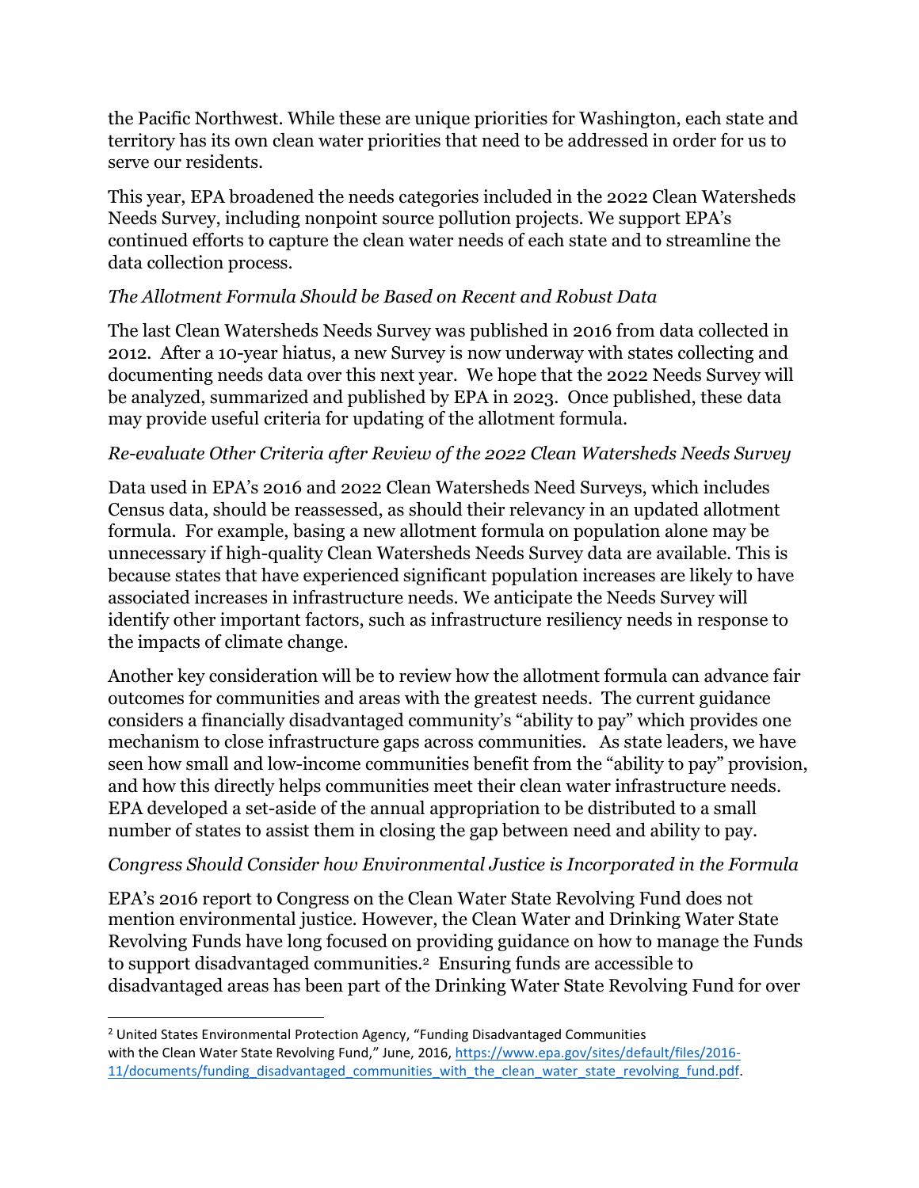the Pacific Northwest. While these are unique priorities for Washington, each state and territory has its own clean water priorities that need to be addressed in order for us to serve our residents.

This year, EPA broadened the needs categories included in the 2022 Clean Watersheds Needs Survey, including nonpoint source pollution projects. We support EPA's continued efforts to capture the clean water needs of each state and to streamline the data collection process.

*The Allotment Formula Should be Based on Recent and Robust Data*

The last Clean Watersheds Needs Survey was published in 2016 from data collected in 2012. After a 10-year hiatus, a new Survey is now underway with states collecting and documenting needs data over this next year. We hope that the 2022 Needs Survey will be analyzed, summarized and published by EPA in 2023. Once published, these data may provide useful criteria for updating of the allotment formula.

*Re-evaluate Other Criteria after Review of the 2022 Clean Watersheds Needs Survey*

Data used in EPA's 2016 and 2022 Clean Watersheds Need Surveys, which includes Census data, should be reassessed, as should their relevancy in an updated allotment formula. For example, basing a new allotment formula on population alone may be unnecessary if high-quality Clean Watersheds Needs Survey data are available. This is because states that have experienced significant population increases are likely to have associated increases in infrastructure needs. We anticipate the Needs Survey will identify other important factors, such as infrastructure resiliency needs in response to the impacts of climate change.

Another key consideration will be to review how the allotment formula can advance fair outcomes for communities and areas with the greatest needs. The current guidance considers a financially disadvantaged community's "ability to pay" which provides one mechanism to close infrastructure gaps across communities. As state leaders, we have seen how small and low-income communities benefit from the "ability to pay" provision, and how this directly helps communities meet their clean water infrastructure needs. EPA developed a set-aside of the annual appropriation to be distributed to a small number of states to assist them in closing the gap between need and ability to pay.

*Congress Should Consider how Environmental Justice is Incorporated in the Formula*

EPA's 2016 report to Congress on the Clean Water State Revolving Fund does not mention environmental justice. However, the Clean Water and Drinking Water State Revolving Funds have long focused on providing guidance on how to manage the Funds to support disadvantaged communities.[2] Ensuring funds are accessible to disadvantaged areas has been part of the Drinking Water State Revolving Fund for over

[2] United States Environmental Protection Agency, "Funding Disadvantaged Communities with the Clean Water State Revolving Fund," June, 2016, https://www.epa.gov/sites/default/files/2016-11/documents/funding_disadvantaged_communities_with_the_clean_water_state_revolving_fund.pdf.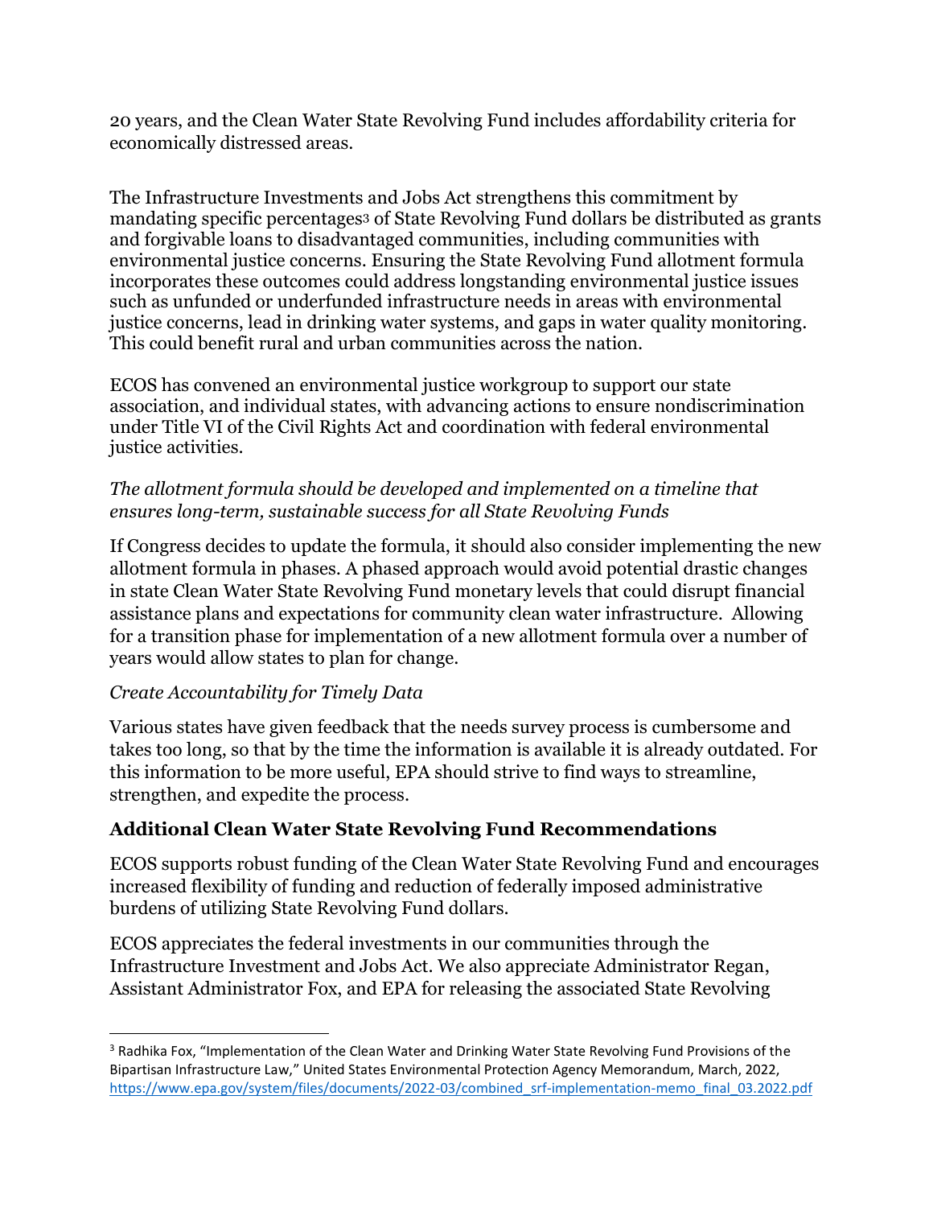20 years, and the Clean Water State Revolving Fund includes affordability criteria for economically distressed areas.

The Infrastructure Investments and Jobs Act strengthens this commitment by mandating specific percentages[3] of State Revolving Fund dollars be distributed as grants and forgivable loans to disadvantaged communities, including communities with environmental justice concerns. Ensuring the State Revolving Fund allotment formula incorporates these outcomes could address longstanding environmental justice issues such as unfunded or underfunded infrastructure needs in areas with environmental justice concerns, lead in drinking water systems, and gaps in water quality monitoring. This could benefit rural and urban communities across the nation.

ECOS has convened an environmental justice workgroup to support our state association, and individual states, with advancing actions to ensure nondiscrimination under Title VI of the Civil Rights Act and coordination with federal environmental justice activities.

*The allotment formula should be developed and implemented on a timeline that ensures long-term, sustainable success for all State Revolving Funds*

If Congress decides to update the formula, it should also consider implementing the new allotment formula in phases. A phased approach would avoid potential drastic changes in state Clean Water State Revolving Fund monetary levels that could disrupt financial assistance plans and expectations for community clean water infrastructure. Allowing for a transition phase for implementation of a new allotment formula over a number of years would allow states to plan for change.

*Create Accountability for Timely Data*

Various states have given feedback that the needs survey process is cumbersome and takes too long, so that by the time the information is available it is already outdated. For this information to be more useful, EPA should strive to find ways to streamline, strengthen, and expedite the process.

## Additional Clean Water State Revolving Fund Recommendations

ECOS supports robust funding of the Clean Water State Revolving Fund and encourages increased flexibility of funding and reduction of federally imposed administrative burdens of utilizing State Revolving Fund dollars.

ECOS appreciates the federal investments in our communities through the Infrastructure Investment and Jobs Act. We also appreciate Administrator Regan, Assistant Administrator Fox, and EPA for releasing the associated State Revolving

---

[3] Radhika Fox, "Implementation of the Clean Water and Drinking Water State Revolving Fund Provisions of the Bipartisan Infrastructure Law," United States Environmental Protection Agency Memorandum, March, 2022, https://www.epa.gov/system/files/documents/2022-03/combined_srf-implementation-memo_final_03.2022.pdf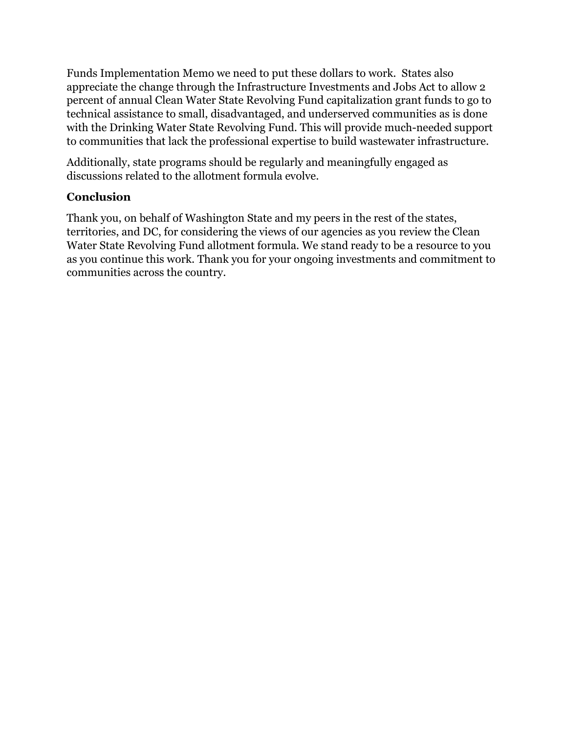Funds Implementation Memo we need to put these dollars to work. States also appreciate the change through the Infrastructure Investments and Jobs Act to allow 2 percent of annual Clean Water State Revolving Fund capitalization grant funds to go to technical assistance to small, disadvantaged, and underserved communities as is done with the Drinking Water State Revolving Fund. This will provide much-needed support to communities that lack the professional expertise to build wastewater infrastructure.

Additionally, state programs should be regularly and meaningfully engaged as discussions related to the allotment formula evolve.

## Conclusion

Thank you, on behalf of Washington State and my peers in the rest of the states, territories, and DC, for considering the views of our agencies as you review the Clean Water State Revolving Fund allotment formula. We stand ready to be a resource to you as you continue this work. Thank you for your ongoing investments and commitment to communities across the country.